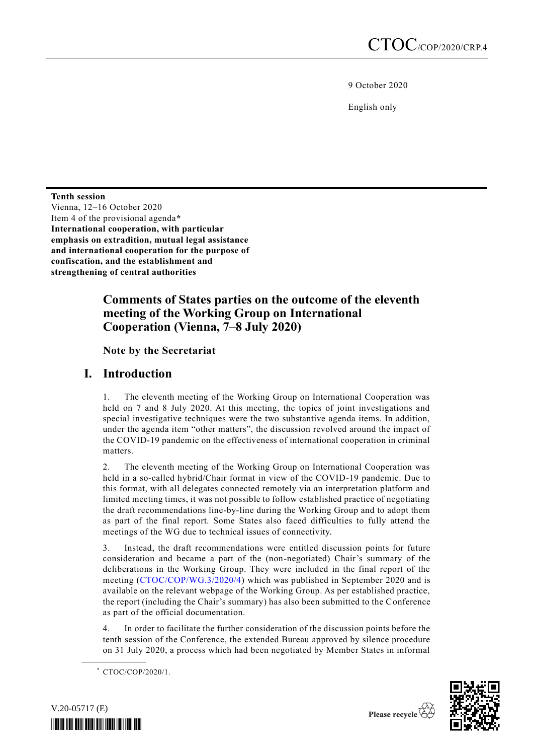CTOC/COP/2020/CRP.4

9 October 2020

English only

**Tenth session**
Vienna, 12–16 October 2020
Item 4 of the provisional agenda*
**International cooperation, with particular emphasis on extradition, mutual legal assistance and international cooperation for the purpose of confiscation, and the establishment and strengthening of central authorities**

# Comments of States parties on the outcome of the eleventh meeting of the Working Group on International Cooperation (Vienna, 7–8 July 2020)

## Note by the Secretariat

## I. Introduction

1. The eleventh meeting of the Working Group on International Cooperation was held on 7 and 8 July 2020. At this meeting, the topics of joint investigations and special investigative techniques were the two substantive agenda items. In addition, under the agenda item "other matters", the discussion revolved around the impact of the COVID-19 pandemic on the effectiveness of international cooperation in criminal matters.

2. The eleventh meeting of the Working Group on International Cooperation was held in a so-called hybrid/Chair format in view of the COVID-19 pandemic. Due to this format, with all delegates connected remotely via an interpretation platform and limited meeting times, it was not possible to follow established practice of negotiating the draft recommendations line-by-line during the Working Group and to adopt them as part of the final report. Some States also faced difficulties to fully attend the meetings of the WG due to technical issues of connectivity.

3. Instead, the draft recommendations were entitled discussion points for future consideration and became a part of the (non-negotiated) Chair's summary of the deliberations in the Working Group. They were included in the final report of the meeting (CTOC/COP/WG.3/2020/4) which was published in September 2020 and is available on the relevant webpage of the Working Group. As per established practice, the report (including the Chair's summary) has also been submitted to the Conference as part of the official documentation.

4. In order to facilitate the further consideration of the discussion points before the tenth session of the Conference, the extended Bureau approved by silence procedure on 31 July 2020, a process which had been negotiated by Member States in informal

\* CTOC/COP/2020/1.

V.20-05717 (E)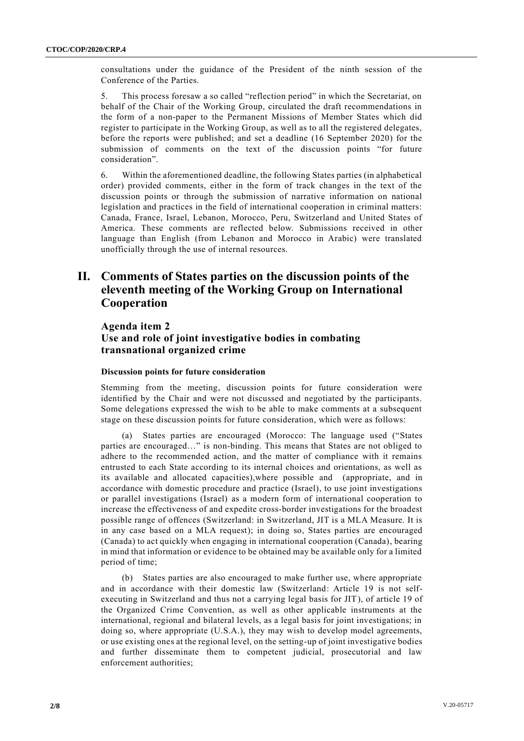consultations under the guidance of the President of the ninth session of the Conference of the Parties.

5. This process foresaw a so called "reflection period" in which the Secretariat, on behalf of the Chair of the Working Group, circulated the draft recommendations in the form of a non-paper to the Permanent Missions of Member States which did register to participate in the Working Group, as well as to all the registered delegates, before the reports were published; and set a deadline (16 September 2020) for the submission of comments on the text of the discussion points "for future consideration".

6. Within the aforementioned deadline, the following States parties (in alphabetical order) provided comments, either in the form of track changes in the text of the discussion points or through the submission of narrative information on national legislation and practices in the field of international cooperation in criminal matters: Canada, France, Israel, Lebanon, Morocco, Peru, Switzerland and United States of America. These comments are reflected below. Submissions received in other language than English (from Lebanon and Morocco in Arabic) were translated unofficially through the use of internal resources.

# II. Comments of States parties on the discussion points of the eleventh meeting of the Working Group on International Cooperation

## Agenda item 2
## Use and role of joint investigative bodies in combating transnational organized crime

#### Discussion points for future consideration

Stemming from the meeting, discussion points for future consideration were identified by the Chair and were not discussed and negotiated by the participants. Some delegations expressed the wish to be able to make comments at a subsequent stage on these discussion points for future consideration, which were as follows:

(a) States parties are encouraged (Morocco: The language used ("States parties are encouraged…" is non-binding. This means that States are not obliged to adhere to the recommended action, and the matter of compliance with it remains entrusted to each State according to its internal choices and orientations, as well as its available and allocated capacities),where possible and (appropriate, and in accordance with domestic procedure and practice (Israel), to use joint investigations or parallel investigations (Israel) as a modern form of international cooperation to increase the effectiveness of and expedite cross-border investigations for the broadest possible range of offences (Switzerland: in Switzerland, JIT is a MLA Measure. It is in any case based on a MLA request); in doing so, States parties are encouraged (Canada) to act quickly when engaging in international cooperation (Canada), bearing in mind that information or evidence to be obtained may be available only for a limited period of time;

(b) States parties are also encouraged to make further use, where appropriate and in accordance with their domestic law (Switzerland: Article 19 is not self-executing in Switzerland and thus not a carrying legal basis for JIT), of article 19 of the Organized Crime Convention, as well as other applicable instruments at the international, regional and bilateral levels, as a legal basis for joint investigations; in doing so, where appropriate (U.S.A.), they may wish to develop model agreements, or use existing ones at the regional level, on the setting-up of joint investigative bodies and further disseminate them to competent judicial, prosecutorial and law enforcement authorities;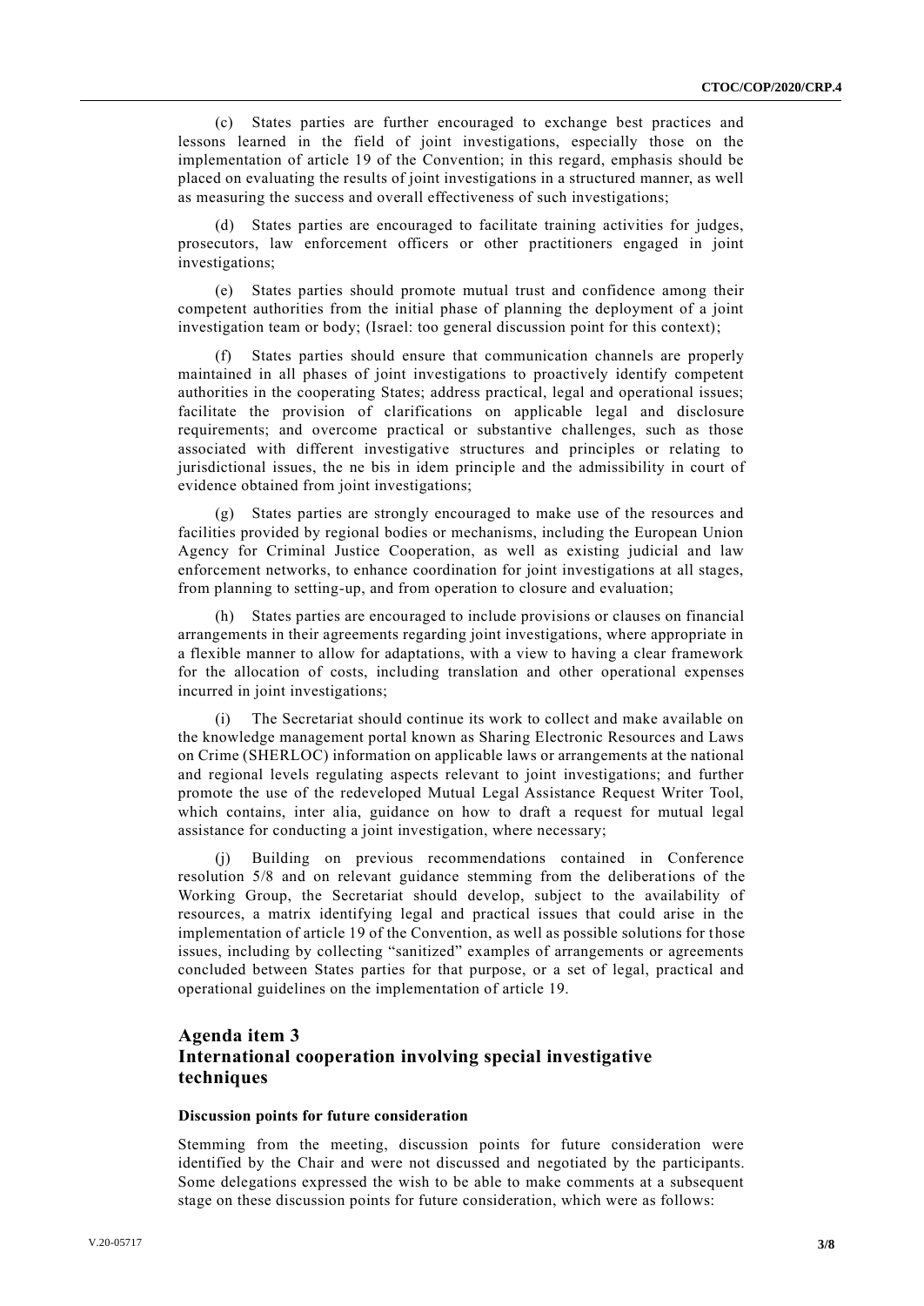(c) States parties are further encouraged to exchange best practices and lessons learned in the field of joint investigations, especially those on the implementation of article 19 of the Convention; in this regard, emphasis should be placed on evaluating the results of joint investigations in a structured manner, as well as measuring the success and overall effectiveness of such investigations;

(d) States parties are encouraged to facilitate training activities for judges, prosecutors, law enforcement officers or other practitioners engaged in joint investigations;

(e) States parties should promote mutual trust and confidence among their competent authorities from the initial phase of planning the deployment of a joint investigation team or body; (Israel: too general discussion point for this context);

(f) States parties should ensure that communication channels are properly maintained in all phases of joint investigations to proactively identify competent authorities in the cooperating States; address practical, legal and operational issues; facilitate the provision of clarifications on applicable legal and disclosure requirements; and overcome practical or substantive challenges, such as those associated with different investigative structures and principles or relating to jurisdictional issues, the ne bis in idem principle and the admissibility in court of evidence obtained from joint investigations;

(g) States parties are strongly encouraged to make use of the resources and facilities provided by regional bodies or mechanisms, including the European Union Agency for Criminal Justice Cooperation, as well as existing judicial and law enforcement networks, to enhance coordination for joint investigations at all stages, from planning to setting-up, and from operation to closure and evaluation;

(h) States parties are encouraged to include provisions or clauses on financial arrangements in their agreements regarding joint investigations, where appropriate in a flexible manner to allow for adaptations, with a view to having a clear framework for the allocation of costs, including translation and other operational expenses incurred in joint investigations;

(i) The Secretariat should continue its work to collect and make available on the knowledge management portal known as Sharing Electronic Resources and Laws on Crime (SHERLOC) information on applicable laws or arrangements at the national and regional levels regulating aspects relevant to joint investigations; and further promote the use of the redeveloped Mutual Legal Assistance Request Writer Tool, which contains, inter alia, guidance on how to draft a request for mutual legal assistance for conducting a joint investigation, where necessary;

(j) Building on previous recommendations contained in Conference resolution 5/8 and on relevant guidance stemming from the deliberations of the Working Group, the Secretariat should develop, subject to the availability of resources, a matrix identifying legal and practical issues that could arise in the implementation of article 19 of the Convention, as well as possible solutions for those issues, including by collecting "sanitized" examples of arrangements or agreements concluded between States parties for that purpose, or a set of legal, practical and operational guidelines on the implementation of article 19.

## Agenda item 3
## International cooperation involving special investigative techniques

### Discussion points for future consideration

Stemming from the meeting, discussion points for future consideration were identified by the Chair and were not discussed and negotiated by the participants. Some delegations expressed the wish to be able to make comments at a subsequent stage on these discussion points for future consideration, which were as follows: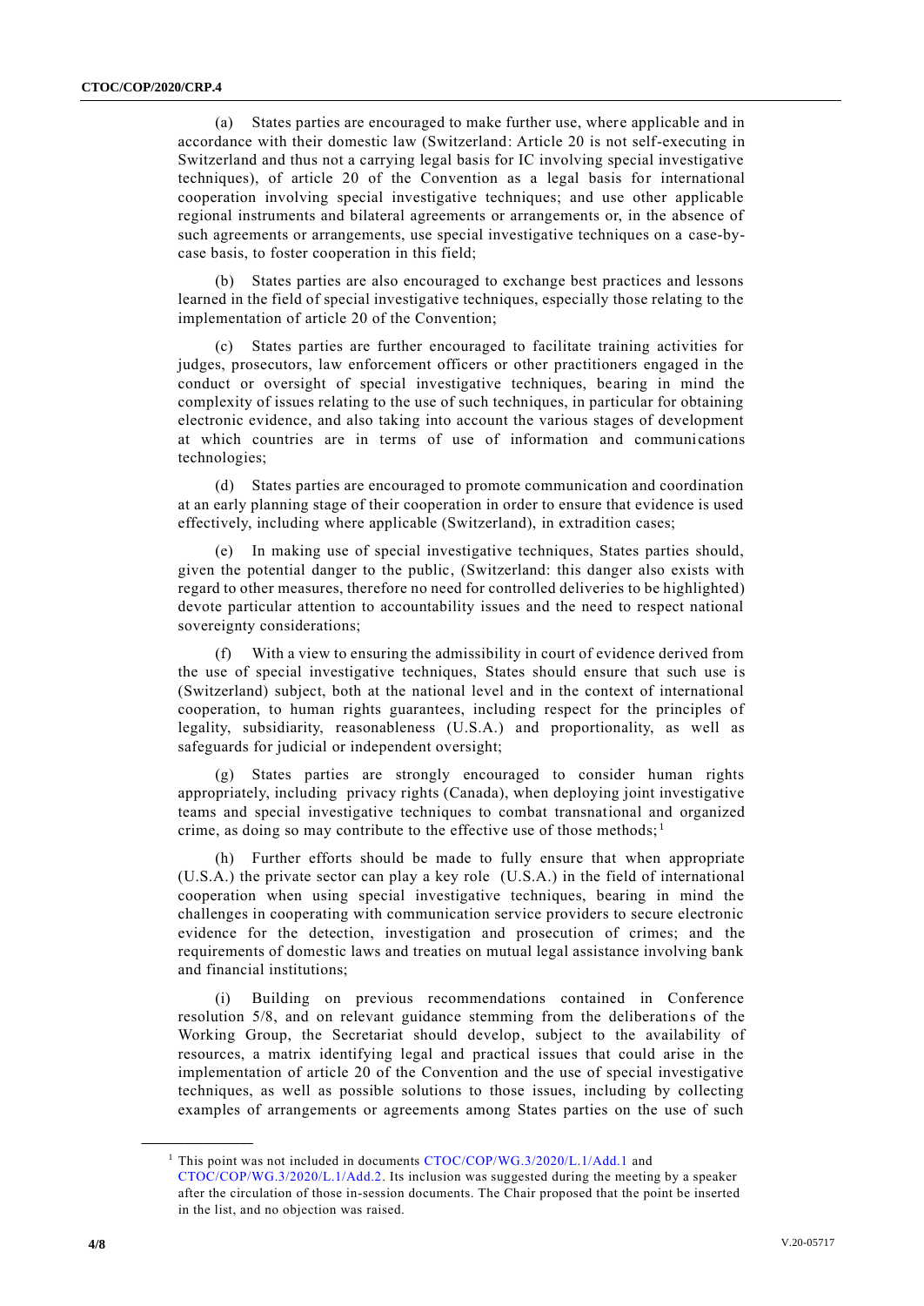(a) States parties are encouraged to make further use, where applicable and in accordance with their domestic law (Switzerland: Article 20 is not self-executing in Switzerland and thus not a carrying legal basis for IC involving special investigative techniques), of article 20 of the Convention as a legal basis for international cooperation involving special investigative techniques; and use other applicable regional instruments and bilateral agreements or arrangements or, in the absence of such agreements or arrangements, use special investigative techniques on a case-by-case basis, to foster cooperation in this field;

(b) States parties are also encouraged to exchange best practices and lessons learned in the field of special investigative techniques, especially those relating to the implementation of article 20 of the Convention;

(c) States parties are further encouraged to facilitate training activities for judges, prosecutors, law enforcement officers or other practitioners engaged in the conduct or oversight of special investigative techniques, bearing in mind the complexity of issues relating to the use of such techniques, in particular for obtaining electronic evidence, and also taking into account the various stages of development at which countries are in terms of use of information and communications technologies;

(d) States parties are encouraged to promote communication and coordination at an early planning stage of their cooperation in order to ensure that evidence is used effectively, including where applicable (Switzerland), in extradition cases;

(e) In making use of special investigative techniques, States parties should, given the potential danger to the public, (Switzerland: this danger also exists with regard to other measures, therefore no need for controlled deliveries to be highlighted) devote particular attention to accountability issues and the need to respect national sovereignty considerations;

(f) With a view to ensuring the admissibility in court of evidence derived from the use of special investigative techniques, States should ensure that such use is (Switzerland) subject, both at the national level and in the context of international cooperation, to human rights guarantees, including respect for the principles of legality, subsidiarity, reasonableness (U.S.A.) and proportionality, as well as safeguards for judicial or independent oversight;

(g) States parties are strongly encouraged to consider human rights appropriately, including privacy rights (Canada), when deploying joint investigative teams and special investigative techniques to combat transnational and organized crime, as doing so may contribute to the effective use of those methods;[1]

(h) Further efforts should be made to fully ensure that when appropriate (U.S.A.) the private sector can play a key role (U.S.A.) in the field of international cooperation when using special investigative techniques, bearing in mind the challenges in cooperating with communication service providers to secure electronic evidence for the detection, investigation and prosecution of crimes; and the requirements of domestic laws and treaties on mutual legal assistance involving bank and financial institutions;

(i) Building on previous recommendations contained in Conference resolution 5/8, and on relevant guidance stemming from the deliberations of the Working Group, the Secretariat should develop, subject to the availability of resources, a matrix identifying legal and practical issues that could arise in the implementation of article 20 of the Convention and the use of special investigative techniques, as well as possible solutions to those issues, including by collecting examples of arrangements or agreements among States parties on the use of such

[1] This point was not included in documents CTOC/COP/WG.3/2020/L.1/Add.1 and CTOC/COP/WG.3/2020/L.1/Add.2. Its inclusion was suggested during the meeting by a speaker after the circulation of those in-session documents. The Chair proposed that the point be inserted in the list, and no objection was raised.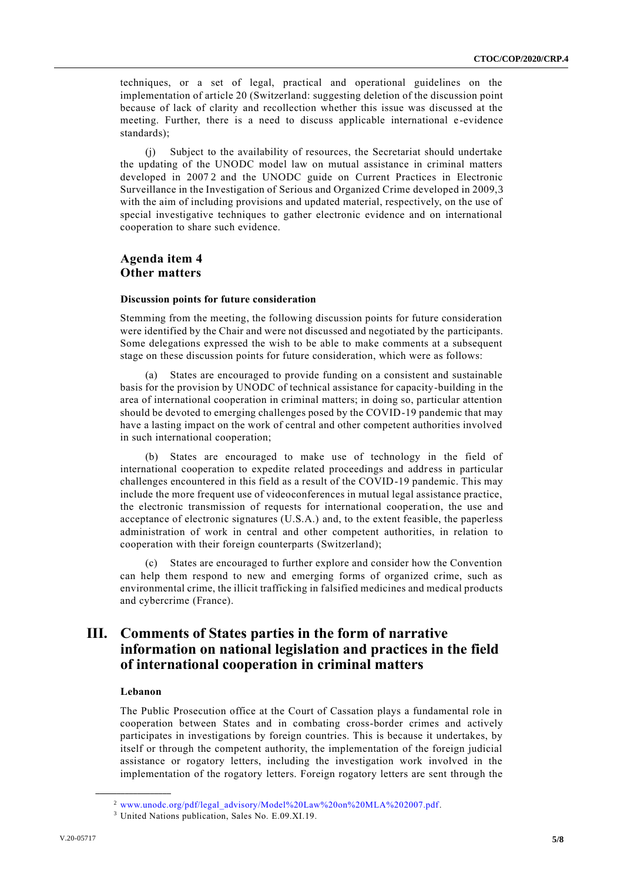techniques, or a set of legal, practical and operational guidelines on the implementation of article 20 (Switzerland: suggesting deletion of the discussion point because of lack of clarity and recollection whether this issue was discussed at the meeting. Further, there is a need to discuss applicable international e-evidence standards);

(j) Subject to the availability of resources, the Secretariat should undertake the updating of the UNODC model law on mutual assistance in criminal matters developed in 2007[2] and the UNODC guide on Current Practices in Electronic Surveillance in the Investigation of Serious and Organized Crime developed in 2009,[3] with the aim of including provisions and updated material, respectively, on the use of special investigative techniques to gather electronic evidence and on international cooperation to share such evidence.

## Agenda item 4
## Other matters

### Discussion points for future consideration

Stemming from the meeting, the following discussion points for future consideration were identified by the Chair and were not discussed and negotiated by the participants. Some delegations expressed the wish to be able to make comments at a subsequent stage on these discussion points for future consideration, which were as follows:

(a) States are encouraged to provide funding on a consistent and sustainable basis for the provision by UNODC of technical assistance for capacity-building in the area of international cooperation in criminal matters; in doing so, particular attention should be devoted to emerging challenges posed by the COVID-19 pandemic that may have a lasting impact on the work of central and other competent authorities involved in such international cooperation;

(b) States are encouraged to make use of technology in the field of international cooperation to expedite related proceedings and address in particular challenges encountered in this field as a result of the COVID-19 pandemic. This may include the more frequent use of videoconferences in mutual legal assistance practice, the electronic transmission of requests for international cooperation, the use and acceptance of electronic signatures (U.S.A.) and, to the extent feasible, the paperless administration of work in central and other competent authorities, in relation to cooperation with their foreign counterparts (Switzerland);

(c) States are encouraged to further explore and consider how the Convention can help them respond to new and emerging forms of organized crime, such as environmental crime, the illicit trafficking in falsified medicines and medical products and cybercrime (France).

# III. Comments of States parties in the form of narrative information on national legislation and practices in the field of international cooperation in criminal matters

### Lebanon

The Public Prosecution office at the Court of Cassation plays a fundamental role in cooperation between States and in combating cross-border crimes and actively participates in investigations by foreign countries. This is because it undertakes, by itself or through the competent authority, the implementation of the foreign judicial assistance or rogatory letters, including the investigation work involved in the implementation of the rogatory letters. Foreign rogatory letters are sent through the

---

[2] www.unodc.org/pdf/legal_advisory/Model%20Law%20on%20MLA%202007.pdf.

[3] United Nations publication, Sales No. E.09.XI.19.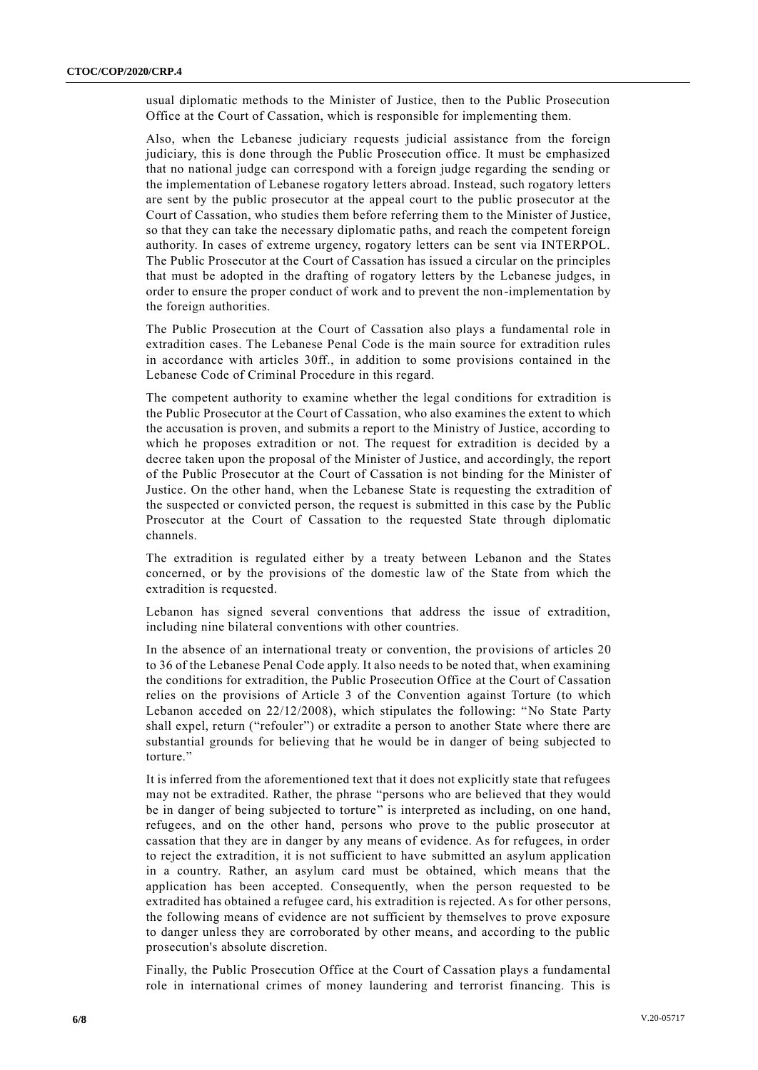usual diplomatic methods to the Minister of Justice, then to the Public Prosecution Office at the Court of Cassation, which is responsible for implementing them.

Also, when the Lebanese judiciary requests judicial assistance from the foreign judiciary, this is done through the Public Prosecution office. It must be emphasized that no national judge can correspond with a foreign judge regarding the sending or the implementation of Lebanese rogatory letters abroad. Instead, such rogatory letters are sent by the public prosecutor at the appeal court to the public prosecutor at the Court of Cassation, who studies them before referring them to the Minister of Justice, so that they can take the necessary diplomatic paths, and reach the competent foreign authority. In cases of extreme urgency, rogatory letters can be sent via INTERPOL. The Public Prosecutor at the Court of Cassation has issued a circular on the principles that must be adopted in the drafting of rogatory letters by the Lebanese judges, in order to ensure the proper conduct of work and to prevent the non-implementation by the foreign authorities.

The Public Prosecution at the Court of Cassation also plays a fundamental role in extradition cases. The Lebanese Penal Code is the main source for extradition rules in accordance with articles 30ff., in addition to some provisions contained in the Lebanese Code of Criminal Procedure in this regard.

The competent authority to examine whether the legal conditions for extradition is the Public Prosecutor at the Court of Cassation, who also examines the extent to which the accusation is proven, and submits a report to the Ministry of Justice, according to which he proposes extradition or not. The request for extradition is decided by a decree taken upon the proposal of the Minister of Justice, and accordingly, the report of the Public Prosecutor at the Court of Cassation is not binding for the Minister of Justice. On the other hand, when the Lebanese State is requesting the extradition of the suspected or convicted person, the request is submitted in this case by the Public Prosecutor at the Court of Cassation to the requested State through diplomatic channels.

The extradition is regulated either by a treaty between Lebanon and the States concerned, or by the provisions of the domestic law of the State from which the extradition is requested.

Lebanon has signed several conventions that address the issue of extradition, including nine bilateral conventions with other countries.

In the absence of an international treaty or convention, the provisions of articles 20 to 36 of the Lebanese Penal Code apply. It also needs to be noted that, when examining the conditions for extradition, the Public Prosecution Office at the Court of Cassation relies on the provisions of Article 3 of the Convention against Torture (to which Lebanon acceded on 22/12/2008), which stipulates the following: "No State Party shall expel, return ("refouler") or extradite a person to another State where there are substantial grounds for believing that he would be in danger of being subjected to torture."

It is inferred from the aforementioned text that it does not explicitly state that refugees may not be extradited. Rather, the phrase "persons who are believed that they would be in danger of being subjected to torture" is interpreted as including, on one hand, refugees, and on the other hand, persons who prove to the public prosecutor at cassation that they are in danger by any means of evidence. As for refugees, in order to reject the extradition, it is not sufficient to have submitted an asylum application in a country. Rather, an asylum card must be obtained, which means that the application has been accepted. Consequently, when the person requested to be extradited has obtained a refugee card, his extradition is rejected. As for other persons, the following means of evidence are not sufficient by themselves to prove exposure to danger unless they are corroborated by other means, and according to the public prosecution's absolute discretion.

Finally, the Public Prosecution Office at the Court of Cassation plays a fundamental role in international crimes of money laundering and terrorist financing. This is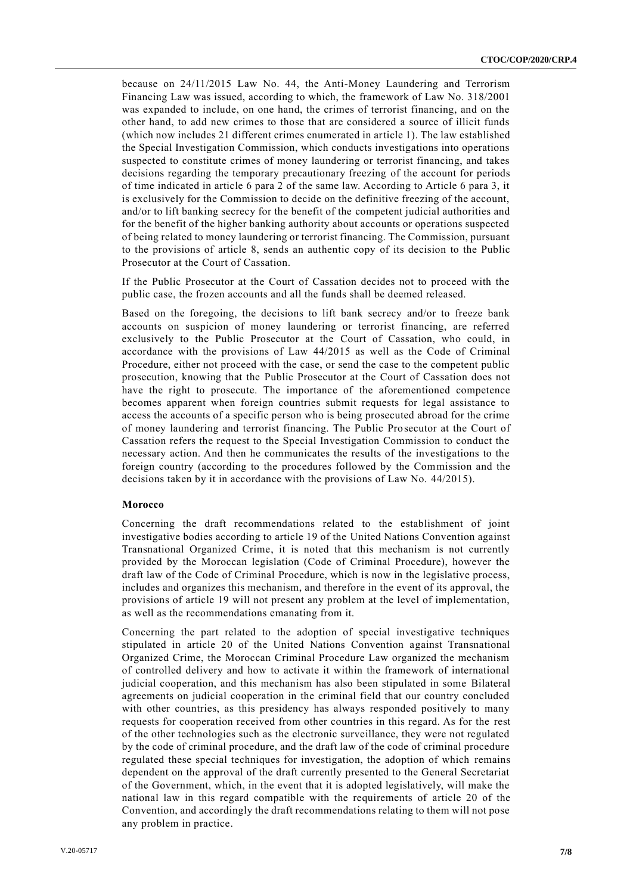because on 24/11/2015 Law No. 44, the Anti-Money Laundering and Terrorism Financing Law was issued, according to which, the framework of Law No. 318/2001 was expanded to include, on one hand, the crimes of terrorist financing, and on the other hand, to add new crimes to those that are considered a source of illicit funds (which now includes 21 different crimes enumerated in article 1). The law established the Special Investigation Commission, which conducts investigations into operations suspected to constitute crimes of money laundering or terrorist financing, and takes decisions regarding the temporary precautionary freezing of the account for periods of time indicated in article 6 para 2 of the same law. According to Article 6 para 3, it is exclusively for the Commission to decide on the definitive freezing of the account, and/or to lift banking secrecy for the benefit of the competent judicial authorities and for the benefit of the higher banking authority about accounts or operations suspected of being related to money laundering or terrorist financing. The Commission, pursuant to the provisions of article 8, sends an authentic copy of its decision to the Public Prosecutor at the Court of Cassation.

If the Public Prosecutor at the Court of Cassation decides not to proceed with the public case, the frozen accounts and all the funds shall be deemed released.

Based on the foregoing, the decisions to lift bank secrecy and/or to freeze bank accounts on suspicion of money laundering or terrorist financing, are referred exclusively to the Public Prosecutor at the Court of Cassation, who could, in accordance with the provisions of Law 44/2015 as well as the Code of Criminal Procedure, either not proceed with the case, or send the case to the competent public prosecution, knowing that the Public Prosecutor at the Court of Cassation does not have the right to prosecute. The importance of the aforementioned competence becomes apparent when foreign countries submit requests for legal assistance to access the accounts of a specific person who is being prosecuted abroad for the crime of money laundering and terrorist financing. The Public Prosecutor at the Court of Cassation refers the request to the Special Investigation Commission to conduct the necessary action. And then he communicates the results of the investigations to the foreign country (according to the procedures followed by the Commission and the decisions taken by it in accordance with the provisions of Law No. 44/2015).

**Morocco**

Concerning the draft recommendations related to the establishment of joint investigative bodies according to article 19 of the United Nations Convention against Transnational Organized Crime, it is noted that this mechanism is not currently provided by the Moroccan legislation (Code of Criminal Procedure), however the draft law of the Code of Criminal Procedure, which is now in the legislative process, includes and organizes this mechanism, and therefore in the event of its approval, the provisions of article 19 will not present any problem at the level of implementation, as well as the recommendations emanating from it.

Concerning the part related to the adoption of special investigative techniques stipulated in article 20 of the United Nations Convention against Transnational Organized Crime, the Moroccan Criminal Procedure Law organized the mechanism of controlled delivery and how to activate it within the framework of international judicial cooperation, and this mechanism has also been stipulated in some Bilateral agreements on judicial cooperation in the criminal field that our country concluded with other countries, as this presidency has always responded positively to many requests for cooperation received from other countries in this regard. As for the rest of the other technologies such as the electronic surveillance, they were not regulated by the code of criminal procedure, and the draft law of the code of criminal procedure regulated these special techniques for investigation, the adoption of which remains dependent on the approval of the draft currently presented to the General Secretariat of the Government, which, in the event that it is adopted legislatively, will make the national law in this regard compatible with the requirements of article 20 of the Convention, and accordingly the draft recommendations relating to them will not pose any problem in practice.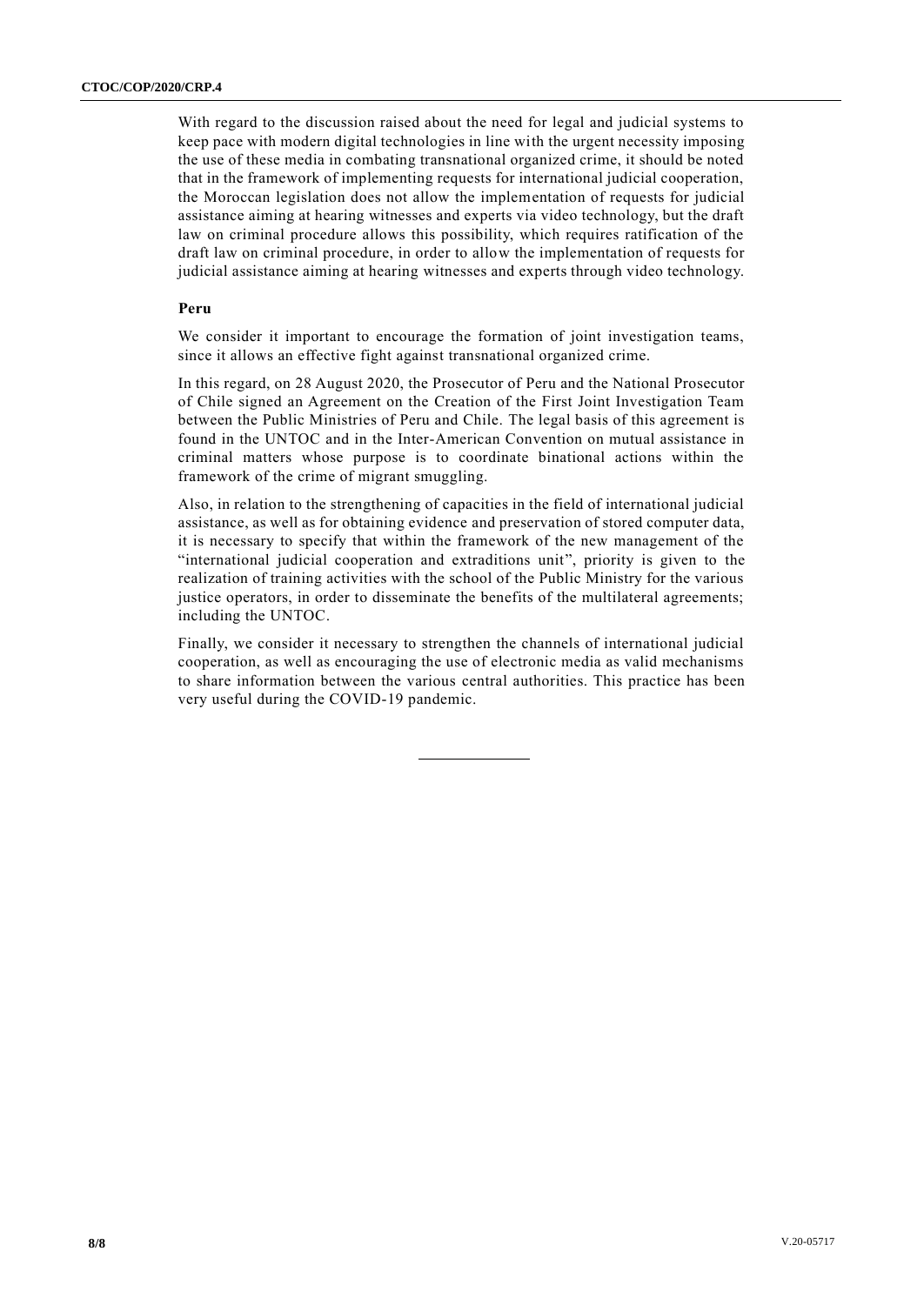With regard to the discussion raised about the need for legal and judicial systems to keep pace with modern digital technologies in line with the urgent necessity imposing the use of these media in combating transnational organized crime, it should be noted that in the framework of implementing requests for international judicial cooperation, the Moroccan legislation does not allow the implementation of requests for judicial assistance aiming at hearing witnesses and experts via video technology, but the draft law on criminal procedure allows this possibility, which requires ratification of the draft law on criminal procedure, in order to allow the implementation of requests for judicial assistance aiming at hearing witnesses and experts through video technology.

**Peru**

We consider it important to encourage the formation of joint investigation teams, since it allows an effective fight against transnational organized crime.

In this regard, on 28 August 2020, the Prosecutor of Peru and the National Prosecutor of Chile signed an Agreement on the Creation of the First Joint Investigation Team between the Public Ministries of Peru and Chile. The legal basis of this agreement is found in the UNTOC and in the Inter-American Convention on mutual assistance in criminal matters whose purpose is to coordinate binational actions within the framework of the crime of migrant smuggling.

Also, in relation to the strengthening of capacities in the field of international judicial assistance, as well as for obtaining evidence and preservation of stored computer data, it is necessary to specify that within the framework of the new management of the "international judicial cooperation and extraditions unit", priority is given to the realization of training activities with the school of the Public Ministry for the various justice operators, in order to disseminate the benefits of the multilateral agreements; including the UNTOC.

Finally, we consider it necessary to strengthen the channels of international judicial cooperation, as well as encouraging the use of electronic media as valid mechanisms to share information between the various central authorities. This practice has been very useful during the COVID-19 pandemic.